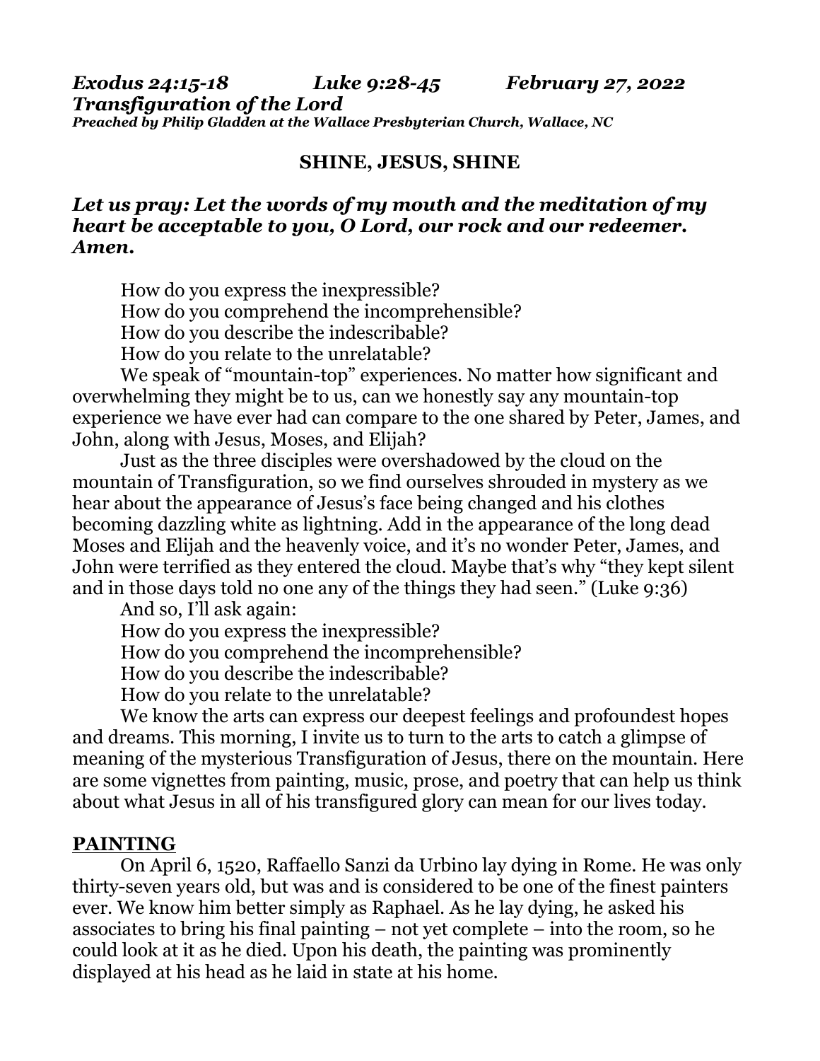***Exodus 24:15-18 Luke 9:28-45 February 27, 2022***
***Transfiguration of the Lord***
***Preached by Philip Gladden at the Wallace Presbyterian Church, Wallace, NC***

**SHINE, JESUS, SHINE**

***Let us pray: Let the words of my mouth and the meditation of my heart be acceptable to you, O Lord, our rock and our redeemer. Amen.***

How do you express the inexpressible?
How do you comprehend the incomprehensible?
How do you describe the indescribable?
How do you relate to the unrelatable?

We speak of "mountain-top" experiences. No matter how significant and overwhelming they might be to us, can we honestly say any mountain-top experience we have ever had can compare to the one shared by Peter, James, and John, along with Jesus, Moses, and Elijah?

Just as the three disciples were overshadowed by the cloud on the mountain of Transfiguration, so we find ourselves shrouded in mystery as we hear about the appearance of Jesus's face being changed and his clothes becoming dazzling white as lightning. Add in the appearance of the long dead Moses and Elijah and the heavenly voice, and it's no wonder Peter, James, and John were terrified as they entered the cloud. Maybe that's why "they kept silent and in those days told no one any of the things they had seen." (Luke 9:36)

And so, I'll ask again:
How do you express the inexpressible?
How do you comprehend the incomprehensible?
How do you describe the indescribable?
How do you relate to the unrelatable?

We know the arts can express our deepest feelings and profoundest hopes and dreams. This morning, I invite us to turn to the arts to catch a glimpse of meaning of the mysterious Transfiguration of Jesus, there on the mountain. Here are some vignettes from painting, music, prose, and poetry that can help us think about what Jesus in all of his transfigured glory can mean for our lives today.

**PAINTING**

On April 6, 1520, Raffaello Sanzi da Urbino lay dying in Rome. He was only thirty-seven years old, but was and is considered to be one of the finest painters ever. We know him better simply as Raphael. As he lay dying, he asked his associates to bring his final painting – not yet complete – into the room, so he could look at it as he died. Upon his death, the painting was prominently displayed at his head as he laid in state at his home.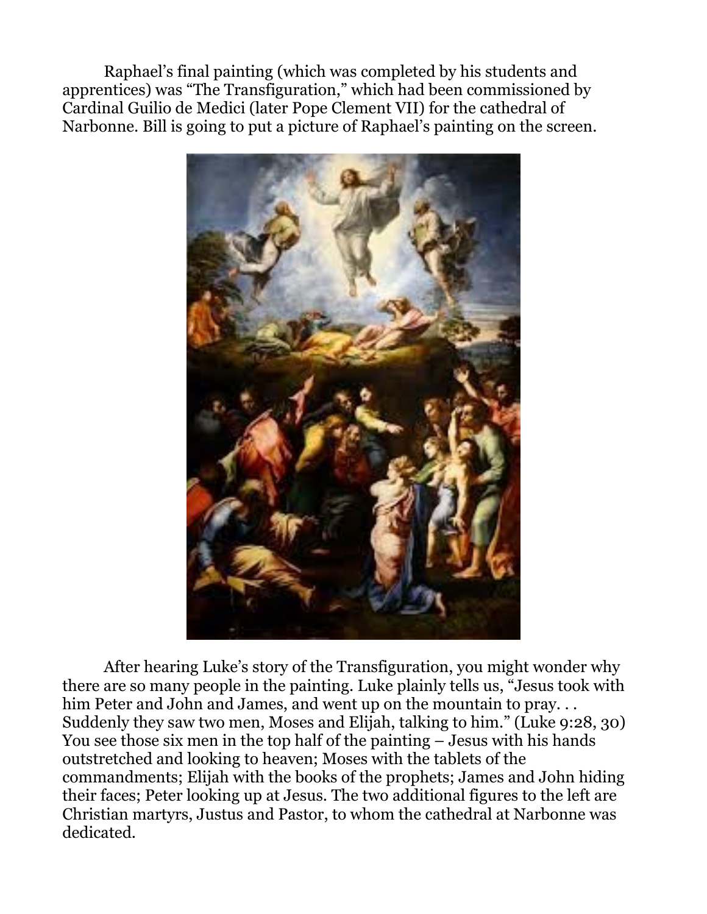Raphael's final painting (which was completed by his students and apprentices) was "The Transfiguration," which had been commissioned by Cardinal Guilio de Medici (later Pope Clement VII) for the cathedral of Narbonne. Bill is going to put a picture of Raphael's painting on the screen.

After hearing Luke's story of the Transfiguration, you might wonder why there are so many people in the painting. Luke plainly tells us, "Jesus took with him Peter and John and James, and went up on the mountain to pray. . . Suddenly they saw two men, Moses and Elijah, talking to him." (Luke 9:28, 30) You see those six men in the top half of the painting – Jesus with his hands outstretched and looking to heaven; Moses with the tablets of the commandments; Elijah with the books of the prophets; James and John hiding their faces; Peter looking up at Jesus. The two additional figures to the left are Christian martyrs, Justus and Pastor, to whom the cathedral at Narbonne was dedicated.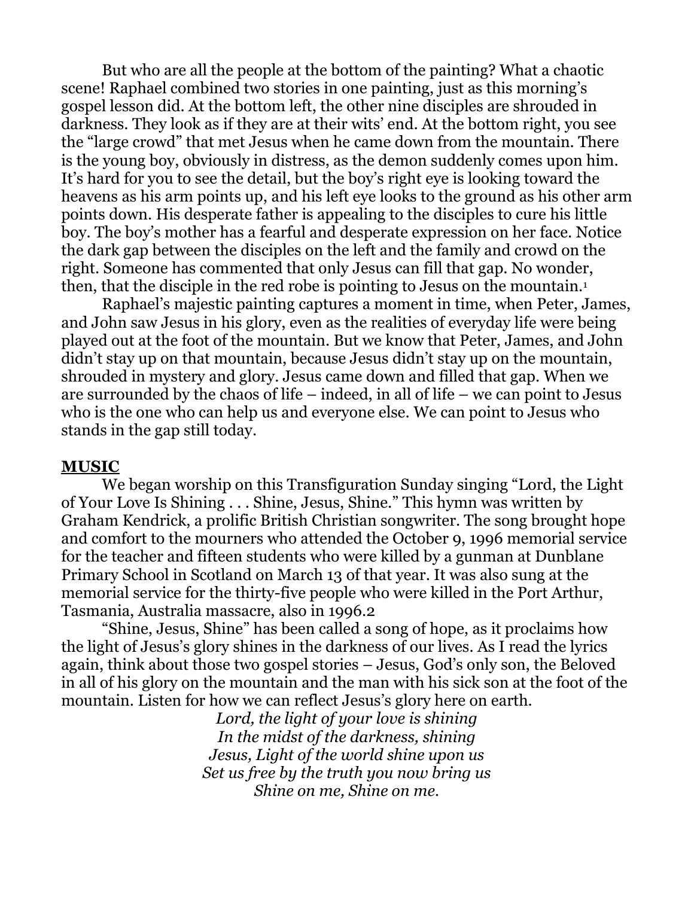But who are all the people at the bottom of the painting? What a chaotic scene! Raphael combined two stories in one painting, just as this morning's gospel lesson did. At the bottom left, the other nine disciples are shrouded in darkness. They look as if they are at their wits' end. At the bottom right, you see the "large crowd" that met Jesus when he came down from the mountain. There is the young boy, obviously in distress, as the demon suddenly comes upon him. It's hard for you to see the detail, but the boy's right eye is looking toward the heavens as his arm points up, and his left eye looks to the ground as his other arm points down. His desperate father is appealing to the disciples to cure his little boy. The boy's mother has a fearful and desperate expression on her face. Notice the dark gap between the disciples on the left and the family and crowd on the right. Someone has commented that only Jesus can fill that gap. No wonder, then, that the disciple in the red robe is pointing to Jesus on the mountain.[1]

Raphael's majestic painting captures a moment in time, when Peter, James, and John saw Jesus in his glory, even as the realities of everyday life were being played out at the foot of the mountain. But we know that Peter, James, and John didn't stay up on that mountain, because Jesus didn't stay up on the mountain, shrouded in mystery and glory. Jesus came down and filled that gap. When we are surrounded by the chaos of life – indeed, in all of life – we can point to Jesus who is the one who can help us and everyone else. We can point to Jesus who stands in the gap still today.

## **MUSIC**

We began worship on this Transfiguration Sunday singing "Lord, the Light of Your Love Is Shining . . . Shine, Jesus, Shine." This hymn was written by Graham Kendrick, a prolific British Christian songwriter. The song brought hope and comfort to the mourners who attended the October 9, 1996 memorial service for the teacher and fifteen students who were killed by a gunman at Dunblane Primary School in Scotland on March 13 of that year. It was also sung at the memorial service for the thirty-five people who were killed in the Port Arthur, Tasmania, Australia massacre, also in 1996.2

"Shine, Jesus, Shine" has been called a song of hope, as it proclaims how the light of Jesus's glory shines in the darkness of our lives. As I read the lyrics again, think about those two gospel stories – Jesus, God's only son, the Beloved in all of his glory on the mountain and the man with his sick son at the foot of the mountain. Listen for how we can reflect Jesus's glory here on earth.

*Lord, the light of your love is shining*
*In the midst of the darkness, shining*
*Jesus, Light of the world shine upon us*
*Set us free by the truth you now bring us*
*Shine on me, Shine on me.*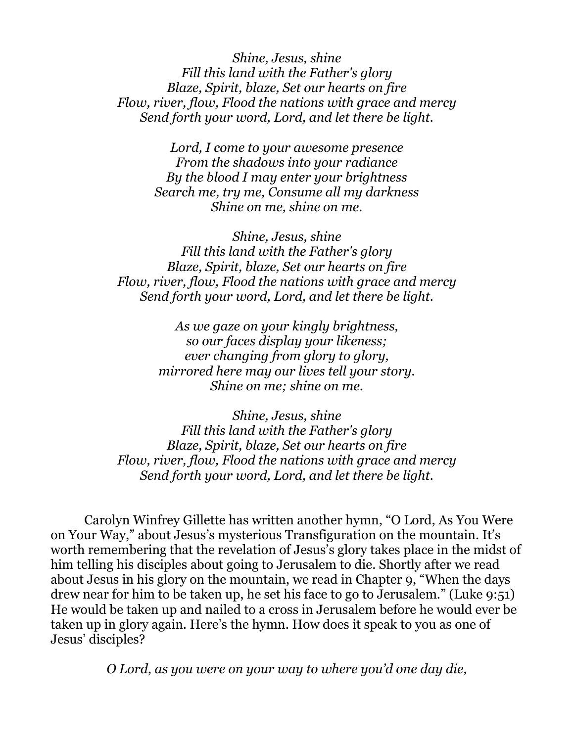*Shine, Jesus, shine*
*Fill this land with the Father's glory*
*Blaze, Spirit, blaze, Set our hearts on fire*
*Flow, river, flow, Flood the nations with grace and mercy*
*Send forth your word, Lord, and let there be light.*

*Lord, I come to your awesome presence*
*From the shadows into your radiance*
*By the blood I may enter your brightness*
*Search me, try me, Consume all my darkness*
*Shine on me, shine on me.*

*Shine, Jesus, shine*
*Fill this land with the Father's glory*
*Blaze, Spirit, blaze, Set our hearts on fire*
*Flow, river, flow, Flood the nations with grace and mercy*
*Send forth your word, Lord, and let there be light.*

*As we gaze on your kingly brightness,*
*so our faces display your likeness;*
*ever changing from glory to glory,*
*mirrored here may our lives tell your story.*
*Shine on me; shine on me.*

*Shine, Jesus, shine*
*Fill this land with the Father's glory*
*Blaze, Spirit, blaze, Set our hearts on fire*
*Flow, river, flow, Flood the nations with grace and mercy*
*Send forth your word, Lord, and let there be light.*

Carolyn Winfrey Gillette has written another hymn, "O Lord, As You Were on Your Way," about Jesus's mysterious Transfiguration on the mountain. It's worth remembering that the revelation of Jesus's glory takes place in the midst of him telling his disciples about going to Jerusalem to die. Shortly after we read about Jesus in his glory on the mountain, we read in Chapter 9, "When the days drew near for him to be taken up, he set his face to go to Jerusalem." (Luke 9:51) He would be taken up and nailed to a cross in Jerusalem before he would ever be taken up in glory again. Here's the hymn. How does it speak to you as one of Jesus' disciples?

*O Lord, as you were on your way to where you'd one day die,*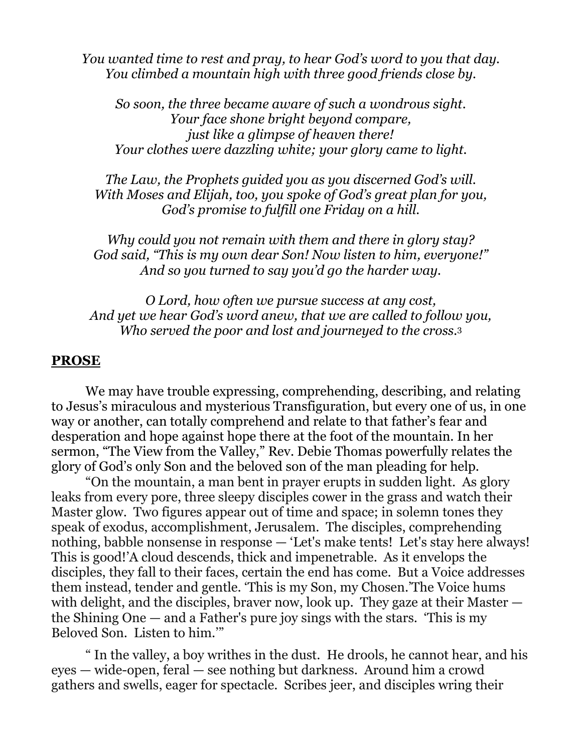*You wanted time to rest and pray, to hear God's word to you that day.*
*You climbed a mountain high with three good friends close by.*

*So soon, the three became aware of such a wondrous sight.*
*Your face shone bright beyond compare,*
*just like a glimpse of heaven there!*
*Your clothes were dazzling white; your glory came to light.*

*The Law, the Prophets guided you as you discerned God's will.*
*With Moses and Elijah, too, you spoke of God's great plan for you,*
*God's promise to fulfill one Friday on a hill.*

*Why could you not remain with them and there in glory stay?*
*God said, "This is my own dear Son! Now listen to him, everyone!"*
*And so you turned to say you'd go the harder way.*

*O Lord, how often we pursue success at any cost,*
*And yet we hear God's word anew, that we are called to follow you,*
*Who served the poor and lost and journeyed to the cross.*[3]

## PROSE

We may have trouble expressing, comprehending, describing, and relating to Jesus's miraculous and mysterious Transfiguration, but every one of us, in one way or another, can totally comprehend and relate to that father's fear and desperation and hope against hope there at the foot of the mountain. In her sermon, "The View from the Valley," Rev. Debie Thomas powerfully relates the glory of God's only Son and the beloved son of the man pleading for help.

"On the mountain, a man bent in prayer erupts in sudden light. As glory leaks from every pore, three sleepy disciples cower in the grass and watch their Master glow. Two figures appear out of time and space; in solemn tones they speak of exodus, accomplishment, Jerusalem. The disciples, comprehending nothing, babble nonsense in response — 'Let's make tents! Let's stay here always! This is good!'A cloud descends, thick and impenetrable. As it envelops the disciples, they fall to their faces, certain the end has come. But a Voice addresses them instead, tender and gentle. 'This is my Son, my Chosen.'The Voice hums with delight, and the disciples, braver now, look up. They gaze at their Master — the Shining One — and a Father's pure joy sings with the stars. 'This is my Beloved Son. Listen to him.'"

" In the valley, a boy writhes in the dust. He drools, he cannot hear, and his eyes — wide-open, feral — see nothing but darkness. Around him a crowd gathers and swells, eager for spectacle. Scribes jeer, and disciples wring their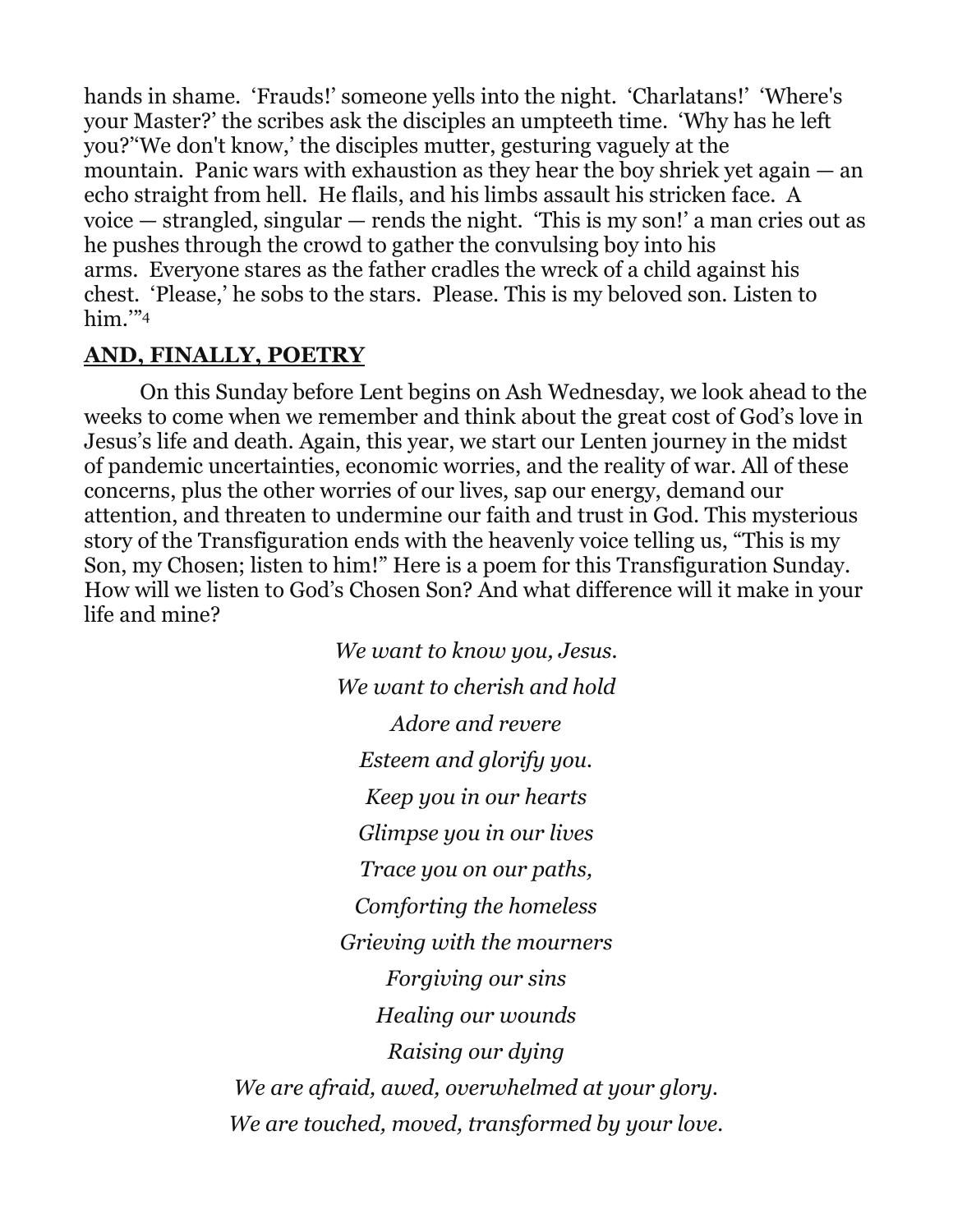hands in shame. 'Frauds!' someone yells into the night. 'Charlatans!' 'Where's your Master?' the scribes ask the disciples an umpteeth time. 'Why has he left you?''We don't know,' the disciples mutter, gesturing vaguely at the mountain. Panic wars with exhaustion as they hear the boy shriek yet again — an echo straight from hell. He flails, and his limbs assault his stricken face. A voice — strangled, singular — rends the night. 'This is my son!' a man cries out as he pushes through the crowd to gather the convulsing boy into his arms. Everyone stares as the father cradles the wreck of a child against his chest. 'Please,' he sobs to the stars. Please. This is my beloved son. Listen to him.'"[4]

## AND, FINALLY, POETRY

On this Sunday before Lent begins on Ash Wednesday, we look ahead to the weeks to come when we remember and think about the great cost of God's love in Jesus's life and death. Again, this year, we start our Lenten journey in the midst of pandemic uncertainties, economic worries, and the reality of war. All of these concerns, plus the other worries of our lives, sap our energy, demand our attention, and threaten to undermine our faith and trust in God. This mysterious story of the Transfiguration ends with the heavenly voice telling us, "This is my Son, my Chosen; listen to him!" Here is a poem for this Transfiguration Sunday. How will we listen to God's Chosen Son? And what difference will it make in your life and mine?

*We want to know you, Jesus.*
*We want to cherish and hold*
*Adore and revere*
*Esteem and glorify you.*
*Keep you in our hearts*
*Glimpse you in our lives*
*Trace you on our paths,*
*Comforting the homeless*
*Grieving with the mourners*
*Forgiving our sins*
*Healing our wounds*
*Raising our dying*
*We are afraid, awed, overwhelmed at your glory.*
*We are touched, moved, transformed by your love.*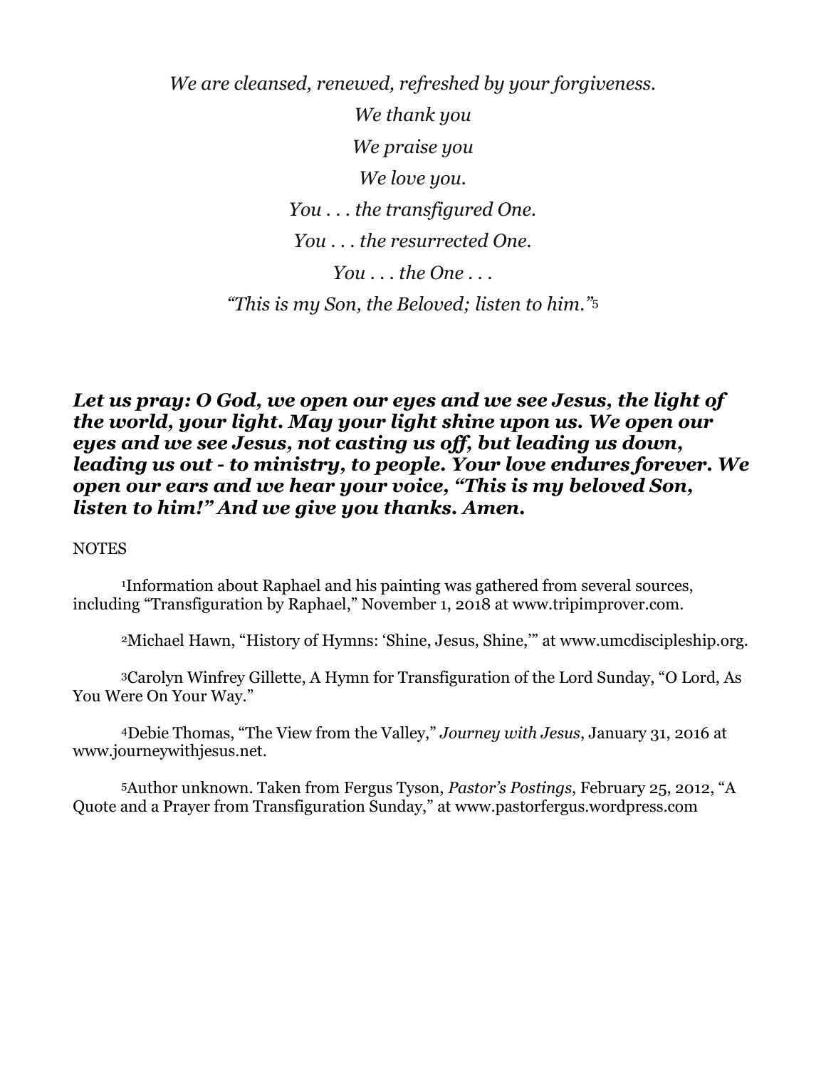*We are cleansed, renewed, refreshed by your forgiveness.*

*We thank you*

*We praise you*

*We love you.*

*You . . . the transfigured One.*

*You . . . the resurrected One.*

*You . . . the One . . .*

*"This is my Son, the Beloved; listen to him."*[5]

***Let us pray: O God, we open our eyes and we see Jesus, the light of the world, your light. May your light shine upon us. We open our eyes and we see Jesus, not casting us off, but leading us down, leading us out - to ministry, to people. Your love endures forever. We open our ears and we hear your voice, "This is my beloved Son, listen to him!" And we give you thanks. Amen.***

NOTES

[1]Information about Raphael and his painting was gathered from several sources, including "Transfiguration by Raphael," November 1, 2018 at www.tripimprover.com.

[2]Michael Hawn, "History of Hymns: 'Shine, Jesus, Shine,'" at www.umcdiscipleship.org.

[3]Carolyn Winfrey Gillette, A Hymn for Transfiguration of the Lord Sunday, "O Lord, As You Were On Your Way."

[4]Debie Thomas, "The View from the Valley," *Journey with Jesus*, January 31, 2016 at www.journeywithjesus.net.

[5]Author unknown. Taken from Fergus Tyson, *Pastor's Postings*, February 25, 2012, "A Quote and a Prayer from Transfiguration Sunday," at www.pastorfergus.wordpress.com